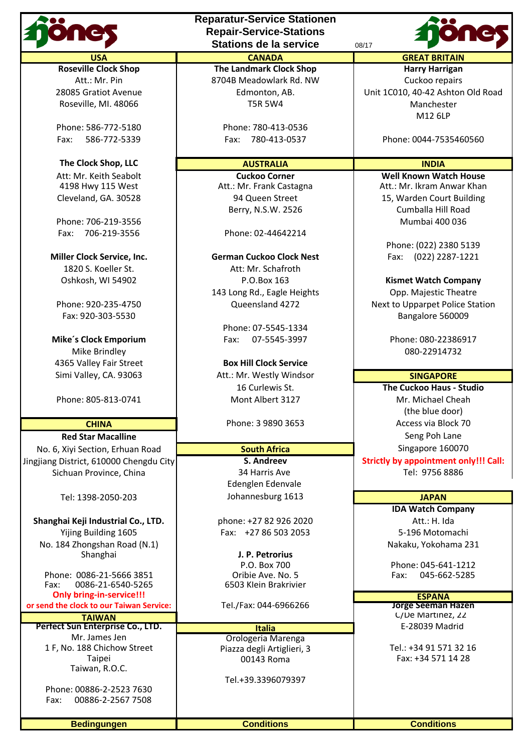# Reparatur-Service Stationen
# Repair-Service-Stations
# Stations de la service

08/17

## USA

**Roseville Clock Shop**
Att.: Mr. Pin
28085 Gratiot Avenue
Roseville, MI. 48066

Phone: 586-772-5180
Fax: 586-772-5339

**The Clock Shop, LLC**
Att: Mr. Keith Seabolt
4198 Hwy 115 West
Cleveland, GA. 30528

Phone: 706-219-3556
Fax: 706-219-3556

**Miller Clock Service, Inc.**
1820 S. Koeller St.
Oshkosh, WI 54902

Phone: 920-235-4750
Fax: 920-303-5530

**Mike´s Clock Emporium**
Mike Brindley
4365 Valley Fair Street
Simi Valley, CA. 93063

Phone: 805-813-0741

## CHINA

**Red Star Macalline**
No. 6, Xiyi Section, Erhuan Road
Jingjiang District, 610000 Chengdu City
Sichuan Province, China

Tel: 1398-2050-203

**Shanghai Keji Industrial Co., LTD.**
Yijing Building 1605
No. 184 Zhongshan Road (N.1)
Shanghai

Phone: 0086-21-5666 3851
Fax: 0086-21-6540-5265

**Only bring-in-service!!!**
**or send the clock to our Taiwan Service:**

## TAIWAN

**Perfect Sun Enterprise Co., LTD.**
Mr. James Jen
1 F, No. 188 Chichow Street
Taipei
Taiwan, R.O.C.

Phone: 00886-2-2523 7630
Fax: 00886-2-2567 7508

## CANADA

**The Landmark Clock Shop**
8704B Meadowlark Rd. NW
Edmonton, AB.
T5R 5W4

Phone: 780-413-0536
Fax: 780-413-0537

## AUSTRALIA

**Cuckoo Corner**
Att.: Mr. Frank Castagna
94 Queen Street
Berry, N.S.W. 2526

Phone: 02-44642214

**German Cuckoo Clock Nest**
Att: Mr. Schafroth
P.O.Box 163
143 Long Rd., Eagle Heights
Queensland 4272

Phone: 07-5545-1334
Fax: 07-5545-3997

**Box Hill Clock Service**
Att.: Mr. Westly Windsor
16 Curlewis St.
Mont Albert 3127

Phone: 3 9890 3653

## South Africa

**S. Andreev**
34 Harris Ave
Edenglen Edenvale
Johannesburg 1613

phone: +27 82 926 2020
Fax: +27 86 503 2053

**J. P. Petrorius**
P.O. Box 700
Oribie Ave. No. 5
6503 Klein Brakrivier

Tel./Fax: 044-6966266

## Italia

Orologeria Marenga
Piazza degli Artiglieri, 3
00143 Roma

Tel.+39.3396079397

## GREAT BRITAIN

**Harry Harrigan**
Cuckoo repairs
Unit 1C010, 40-42 Ashton Old Road
Manchester
M12 6LP

Phone: 0044-7535460560

## INDIA

**Well Known Watch House**
Att.: Mr. Ikram Anwar Khan
15, Warden Court Building
Cumballa Hill Road
Mumbai 400 036

Phone: (022) 2380 5139
Fax: (022) 2287-1221

**Kismet Watch Company**
Opp. Majestic Theatre
Next to Upparpet Police Station
Bangalore 560009

Phone: 080-22386917
080-22914732

## SINGAPORE

**The Cuckoo Haus - Studio**
Mr. Michael Cheah
(the blue door)
Access via Block 70
Seng Poh Lane
Singapore 160070

**Strictly by appointment only!!! Call:**
Tel: 9756 8886

## JAPAN

**IDA Watch Company**
Att.: H. Ida
5-196 Motomachi
Nakaku, Yokohama 231

Phone: 045-641-1212
Fax: 045-662-5285

## ESPANA

**Jorge Seeman Hazen**
C/De Martinez, 22
E-28039 Madrid

Tel.: +34 91 571 32 16
Fax: +34 571 14 28

## Bedingungen | Conditions | Conditions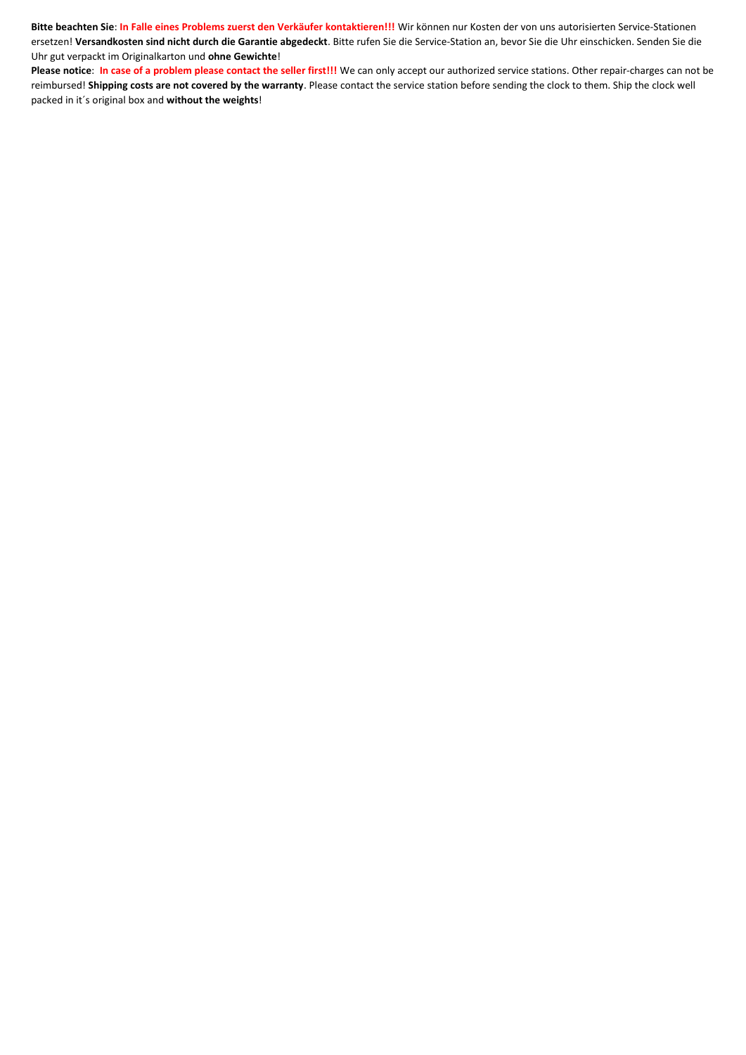**Bitte beachten Sie**: **In Falle eines Problems zuerst den Verkäufer kontaktieren!!!** Wir können nur Kosten der von uns autorisierten Service-Stationen ersetzen! **Versandkosten sind nicht durch die Garantie abgedeckt**. Bitte rufen Sie die Service-Station an, bevor Sie die Uhr einschicken. Senden Sie die Uhr gut verpackt im Originalkarton und **ohne Gewichte**!

**Please notice**: **In case of a problem please contact the seller first!!!** We can only accept our authorized service stations. Other repair-charges can not be reimbursed! **Shipping costs are not covered by the warranty**. Please contact the service station before sending the clock to them. Ship the clock well packed in it´s original box and **without the weights**!